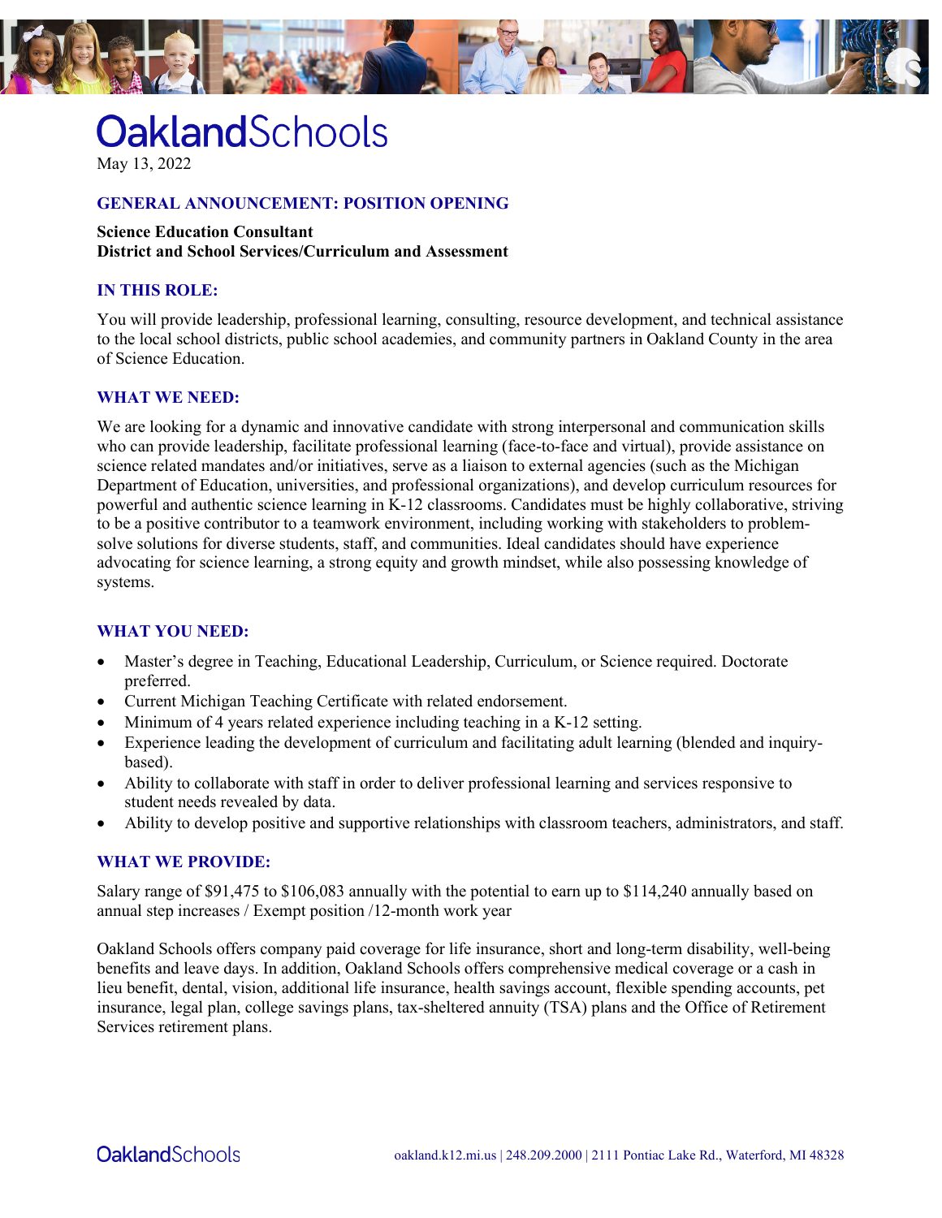# OaklandSchools

May 13, 2022

## GENERAL ANNOUNCEMENT: POSITION OPENING

**Science Education Consultant**
**District and School Services/Curriculum and Assessment**

### IN THIS ROLE:

You will provide leadership, professional learning, consulting, resource development, and technical assistance to the local school districts, public school academies, and community partners in Oakland County in the area of Science Education.

### WHAT WE NEED:

We are looking for a dynamic and innovative candidate with strong interpersonal and communication skills who can provide leadership, facilitate professional learning (face-to-face and virtual), provide assistance on science related mandates and/or initiatives, serve as a liaison to external agencies (such as the Michigan Department of Education, universities, and professional organizations), and develop curriculum resources for powerful and authentic science learning in K-12 classrooms. Candidates must be highly collaborative, striving to be a positive contributor to a teamwork environment, including working with stakeholders to problem-solve solutions for diverse students, staff, and communities. Ideal candidates should have experience advocating for science learning, a strong equity and growth mindset, while also possessing knowledge of systems.

### WHAT YOU NEED:

- Master's degree in Teaching, Educational Leadership, Curriculum, or Science required. Doctorate preferred.
- Current Michigan Teaching Certificate with related endorsement.
- Minimum of 4 years related experience including teaching in a K-12 setting.
- Experience leading the development of curriculum and facilitating adult learning (blended and inquiry-based).
- Ability to collaborate with staff in order to deliver professional learning and services responsive to student needs revealed by data.
- Ability to develop positive and supportive relationships with classroom teachers, administrators, and staff.

### WHAT WE PROVIDE:

Salary range of $91,475 to $106,083 annually with the potential to earn up to $114,240 annually based on annual step increases / Exempt position /12-month work year

Oakland Schools offers company paid coverage for life insurance, short and long-term disability, well-being benefits and leave days. In addition, Oakland Schools offers comprehensive medical coverage or a cash in lieu benefit, dental, vision, additional life insurance, health savings account, flexible spending accounts, pet insurance, legal plan, college savings plans, tax-sheltered annuity (TSA) plans and the Office of Retirement Services retirement plans.

OaklandSchools oakland.k12.mi.us | 248.209.2000 | 2111 Pontiac Lake Rd., Waterford, MI 48328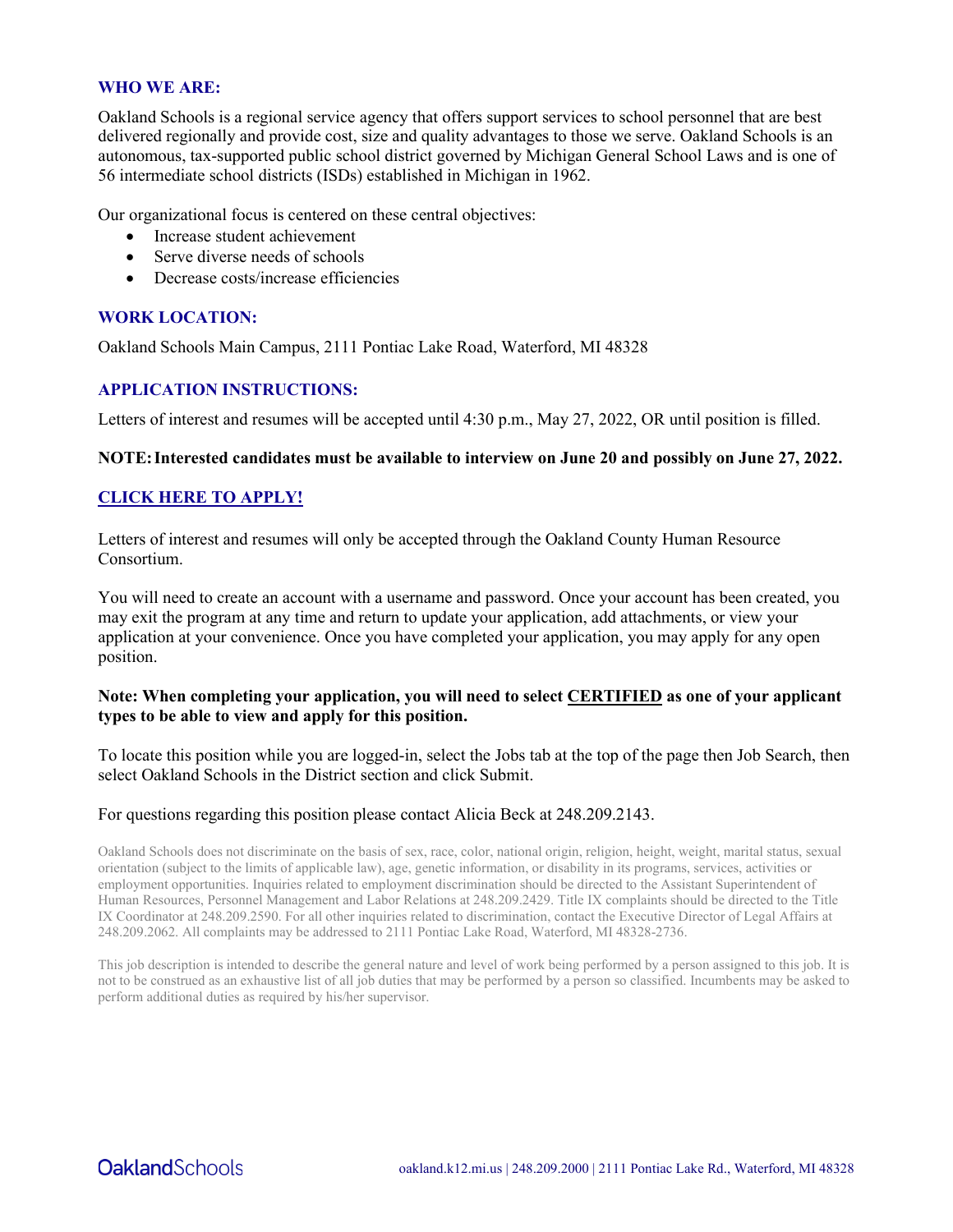## WHO WE ARE:

Oakland Schools is a regional service agency that offers support services to school personnel that are best delivered regionally and provide cost, size and quality advantages to those we serve. Oakland Schools is an autonomous, tax-supported public school district governed by Michigan General School Laws and is one of 56 intermediate school districts (ISDs) established in Michigan in 1962.

Our organizational focus is centered on these central objectives:

- Increase student achievement
- Serve diverse needs of schools
- Decrease costs/increase efficiencies

## WORK LOCATION:

Oakland Schools Main Campus, 2111 Pontiac Lake Road, Waterford, MI 48328

## APPLICATION INSTRUCTIONS:

Letters of interest and resumes will be accepted until 4:30 p.m., May 27, 2022, OR until position is filled.

**NOTE: Interested candidates must be available to interview on June 20 and possibly on June 27, 2022.**

**CLICK HERE TO APPLY!**

Letters of interest and resumes will only be accepted through the Oakland County Human Resource Consortium.

You will need to create an account with a username and password. Once your account has been created, you may exit the program at any time and return to update your application, add attachments, or view your application at your convenience. Once you have completed your application, you may apply for any open position.

**Note: When completing your application, you will need to select CERTIFIED as one of your applicant types to be able to view and apply for this position.**

To locate this position while you are logged-in, select the Jobs tab at the top of the page then Job Search, then select Oakland Schools in the District section and click Submit.

For questions regarding this position please contact Alicia Beck at 248.209.2143.

Oakland Schools does not discriminate on the basis of sex, race, color, national origin, religion, height, weight, marital status, sexual orientation (subject to the limits of applicable law), age, genetic information, or disability in its programs, services, activities or employment opportunities. Inquiries related to employment discrimination should be directed to the Assistant Superintendent of Human Resources, Personnel Management and Labor Relations at 248.209.2429. Title IX complaints should be directed to the Title IX Coordinator at 248.209.2590. For all other inquiries related to discrimination, contact the Executive Director of Legal Affairs at 248.209.2062. All complaints may be addressed to 2111 Pontiac Lake Road, Waterford, MI 48328-2736.

This job description is intended to describe the general nature and level of work being performed by a person assigned to this job. It is not to be construed as an exhaustive list of all job duties that may be performed by a person so classified. Incumbents may be asked to perform additional duties as required by his/her supervisor.